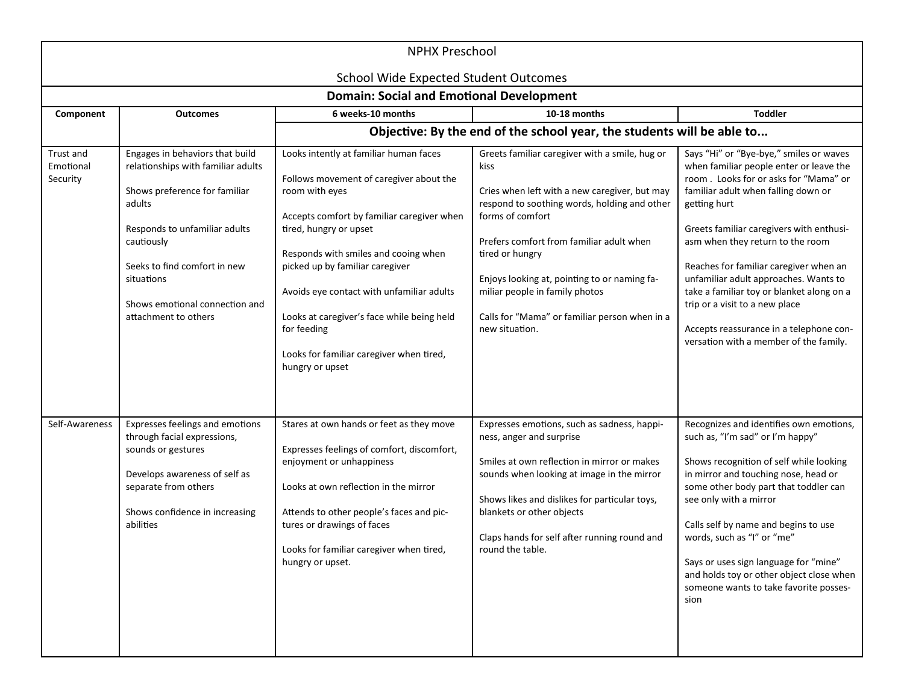NPHX Preschool

School Wide Expected Student Outcomes

**Domain: Social and Emotional Development**

| Component | Outcomes | 6 weeks-10 months | 10-18 months | Toddler |
|---|---|---|---|---|
| | | **Objective: By the end of the school year, the students will be able to...** | | |
| Trust and Emotional Security | Engages in behaviors that build relationships with familiar adults<br><br>Shows preference for familiar adults<br><br>Responds to unfamiliar adults cautiously<br><br>Seeks to find comfort in new situations<br><br>Shows emotional connection and attachment to others | Looks intently at familiar human faces<br><br>Follows movement of caregiver about the room with eyes<br><br>Accepts comfort by familiar caregiver when tired, hungry or upset<br><br>Responds with smiles and cooing when picked up by familiar caregiver<br><br>Avoids eye contact with unfamiliar adults<br><br>Looks at caregiver's face while being held for feeding<br><br>Looks for familiar caregiver when tired, hungry or upset | Greets familiar caregiver with a smile, hug or kiss<br><br>Cries when left with a new caregiver, but may respond to soothing words, holding and other forms of comfort<br><br>Prefers comfort from familiar adult when tired or hungry<br><br>Enjoys looking at, pointing to or naming familiar people in family photos<br><br>Calls for "Mama" or familiar person when in a new situation. | Says "Hi" or "Bye-bye," smiles or waves when familiar people enter or leave the room . Looks for or asks for "Mama" or familiar adult when falling down or getting hurt<br><br>Greets familiar caregivers with enthusiasm when they return to the room<br><br>Reaches for familiar caregiver when an unfamiliar adult approaches. Wants to take a familiar toy or blanket along on a trip or a visit to a new place<br><br>Accepts reassurance in a telephone conversation with a member of the family. |
| Self-Awareness | Expresses feelings and emotions through facial expressions, sounds or gestures<br><br>Develops awareness of self as separate from others<br><br>Shows confidence in increasing abilities | Stares at own hands or feet as they move<br><br>Expresses feelings of comfort, discomfort, enjoyment or unhappiness<br><br>Looks at own reflection in the mirror<br><br>Attends to other people's faces and pictures or drawings of faces<br><br>Looks for familiar caregiver when tired, hungry or upset. | Expresses emotions, such as sadness, happiness, anger and surprise<br><br>Smiles at own reflection in mirror or makes sounds when looking at image in the mirror<br><br>Shows likes and dislikes for particular toys, blankets or other objects<br><br>Claps hands for self after running round and round the table. | Recognizes and identifies own emotions, such as, "I'm sad" or I'm happy"<br><br>Shows recognition of self while looking in mirror and touching nose, head or some other body part that toddler can see only with a mirror<br><br>Calls self by name and begins to use words, such as "I" or "me"<br><br>Says or uses sign language for "mine" and holds toy or other object close when someone wants to take favorite possession |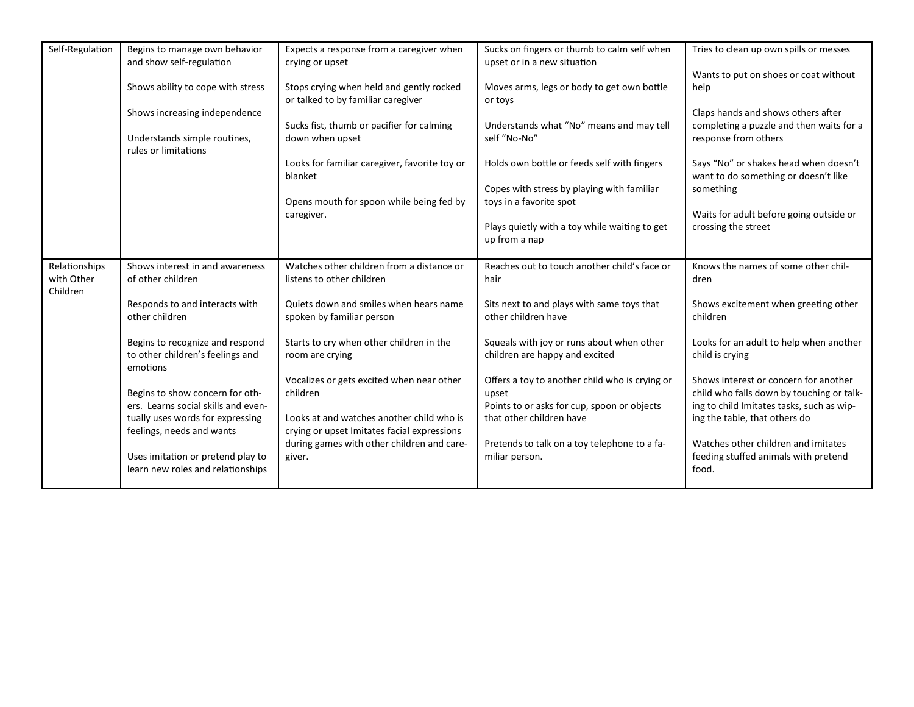| | | | | |
|---|---|---|---|---|
| Self-Regulation | Begins to manage own behavior and show self-regulation<br><br>Shows ability to cope with stress<br><br>Shows increasing independence<br><br>Understands simple routines, rules or limitations | Expects a response from a caregiver when crying or upset<br><br>Stops crying when held and gently rocked or talked to by familiar caregiver<br><br>Sucks fist, thumb or pacifier for calming down when upset<br><br>Looks for familiar caregiver, favorite toy or blanket<br><br>Opens mouth for spoon while being fed by caregiver. | Sucks on fingers or thumb to calm self when upset or in a new situation<br><br>Moves arms, legs or body to get own bottle or toys<br><br>Understands what "No" means and may tell self "No-No"<br><br>Holds own bottle or feeds self with fingers<br><br>Copes with stress by playing with familiar toys in a favorite spot<br><br>Plays quietly with a toy while waiting to get up from a nap | Tries to clean up own spills or messes<br><br>Wants to put on shoes or coat without help<br><br>Claps hands and shows others after completing a puzzle and then waits for a response from others<br><br>Says "No" or shakes head when doesn't want to do something or doesn't like something<br><br>Waits for adult before going outside or crossing the street |
| Relationships with Other Children | Shows interest in and awareness of other children<br><br>Responds to and interacts with other children<br><br>Begins to recognize and respond to other children's feelings and emotions<br><br>Begins to show concern for others. Learns social skills and eventually uses words for expressing feelings, needs and wants<br><br>Uses imitation or pretend play to learn new roles and relationships | Watches other children from a distance or listens to other children<br><br>Quiets down and smiles when hears name spoken by familiar person<br><br>Starts to cry when other children in the room are crying<br><br>Vocalizes or gets excited when near other children<br><br>Looks at and watches another child who is crying or upset Imitates facial expressions during games with other children and caregiver. | Reaches out to touch another child's face or hair<br><br>Sits next to and plays with same toys that other children have<br><br>Squeals with joy or runs about when other children are happy and excited<br><br>Offers a toy to another child who is crying or upset<br>Points to or asks for cup, spoon or objects that other children have<br><br>Pretends to talk on a toy telephone to a familiar person. | Knows the names of some other children<br><br>Shows excitement when greeting other children<br><br>Looks for an adult to help when another child is crying<br><br>Shows interest or concern for another child who falls down by touching or talking to child Imitates tasks, such as wiping the table, that others do<br><br>Watches other children and imitates feeding stuffed animals with pretend food. |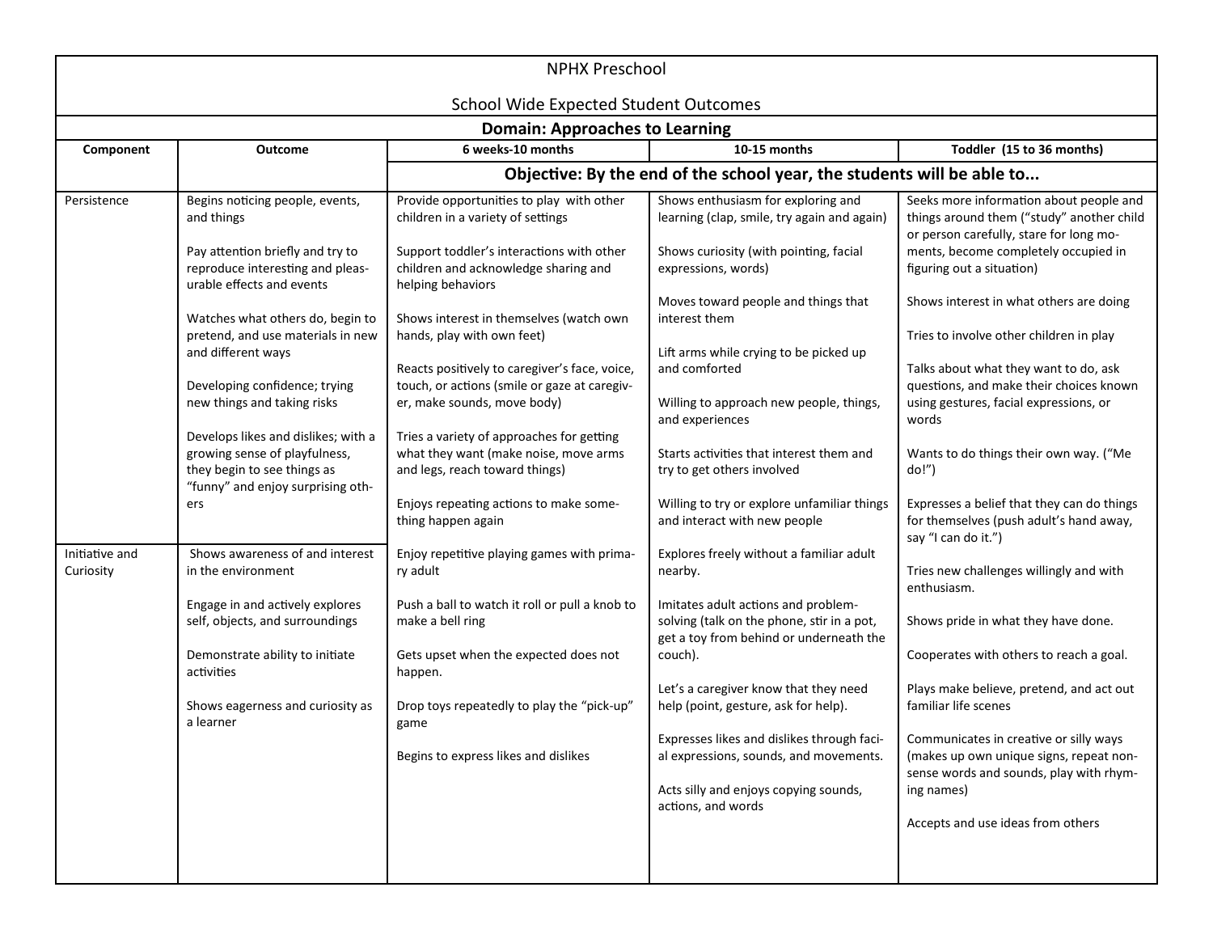NPHX Preschool

School Wide Expected Student Outcomes

**Domain: Approaches to Learning**

| Component | Outcome | 6 weeks-10 months | 10-15 months | Toddler (15 to 36 months) |
|---|---|---|---|---|
| | | **Objective: By the end of the school year, the students will be able to...** | | |
| Persistence | Begins noticing people, events, and things<br><br>Pay attention briefly and try to reproduce interesting and pleasurable effects and events<br><br>Watches what others do, begin to pretend, and use materials in new and different ways<br><br>Developing confidence; trying new things and taking risks<br><br>Develops likes and dislikes; with a growing sense of playfulness, they begin to see things as "funny" and enjoy surprising others | Provide opportunities to play with other children in a variety of settings<br><br>Support toddler's interactions with other children and acknowledge sharing and helping behaviors<br><br>Shows interest in themselves (watch own hands, play with own feet)<br><br>Reacts positively to caregiver's face, voice, touch, or actions (smile or gaze at caregiver, make sounds, move body)<br><br>Tries a variety of approaches for getting what they want (make noise, move arms and legs, reach toward things)<br><br>Enjoys repeating actions to make something happen again | Shows enthusiasm for exploring and learning (clap, smile, try again and again)<br><br>Shows curiosity (with pointing, facial expressions, words)<br><br>Moves toward people and things that interest them<br><br>Lift arms while crying to be picked up and comforted<br><br>Willing to approach new people, things, and experiences<br><br>Starts activities that interest them and try to get others involved<br><br>Willing to try or explore unfamiliar things and interact with new people | Seeks more information about people and things around them ("study" another child or person carefully, stare for long moments, become completely occupied in figuring out a situation)<br><br>Shows interest in what others are doing<br><br>Tries to involve other children in play<br><br>Talks about what they want to do, ask questions, and make their choices known using gestures, facial expressions, or words<br><br>Wants to do things their own way. ("Me do!")<br><br>Expresses a belief that they can do things for themselves (push adult's hand away, say "I can do it.") |
| Initiative and Curiosity | Shows awareness of and interest in the environment<br><br>Engage in and actively explores self, objects, and surroundings<br><br>Demonstrate ability to initiate activities<br><br>Shows eagerness and curiosity as a learner | Enjoy repetitive playing games with primary adult<br><br>Push a ball to watch it roll or pull a knob to make a bell ring<br><br>Gets upset when the expected does not happen.<br><br>Drop toys repeatedly to play the "pick-up" game<br><br>Begins to express likes and dislikes | Explores freely without a familiar adult nearby.<br><br>Imitates adult actions and problem-solving (talk on the phone, stir in a pot, get a toy from behind or underneath the couch).<br><br>Let's a caregiver know that they need help (point, gesture, ask for help).<br><br>Expresses likes and dislikes through facial expressions, sounds, and movements.<br><br>Acts silly and enjoys copying sounds, actions, and words | Tries new challenges willingly and with enthusiasm.<br><br>Shows pride in what they have done.<br><br>Cooperates with others to reach a goal.<br><br>Plays make believe, pretend, and act out familiar life scenes<br><br>Communicates in creative or silly ways (makes up own unique signs, repeat nonsense words and sounds, play with rhyming names)<br><br>Accepts and use ideas from others |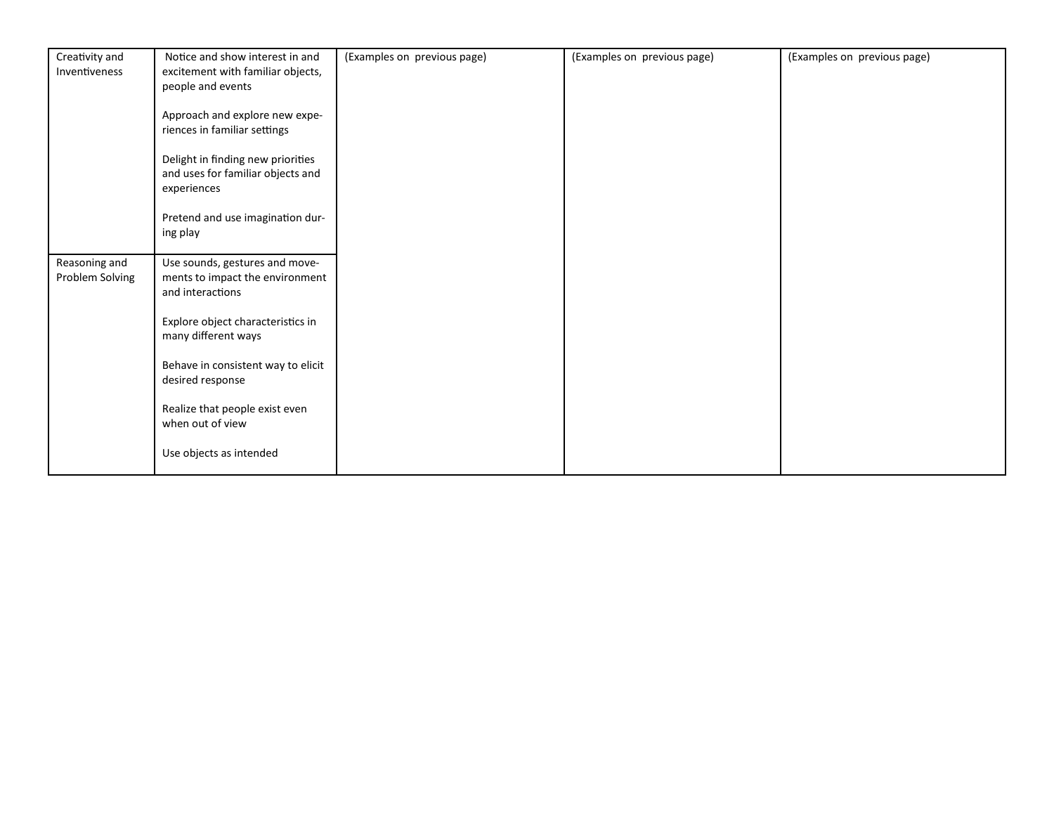| | | | | |
|---|---|---|---|---|
| Creativity and Inventiveness | Notice and show interest in and excitement with familiar objects, people and events<br><br>Approach and explore new experiences in familiar settings<br><br>Delight in finding new priorities and uses for familiar objects and experiences<br><br>Pretend and use imagination during play | (Examples on previous page) | (Examples on previous page) | (Examples on previous page) |
| Reasoning and Problem Solving | Use sounds, gestures and movements to impact the environment and interactions<br><br>Explore object characteristics in many different ways<br><br>Behave in consistent way to elicit desired response<br><br>Realize that people exist even when out of view<br><br>Use objects as intended | | | |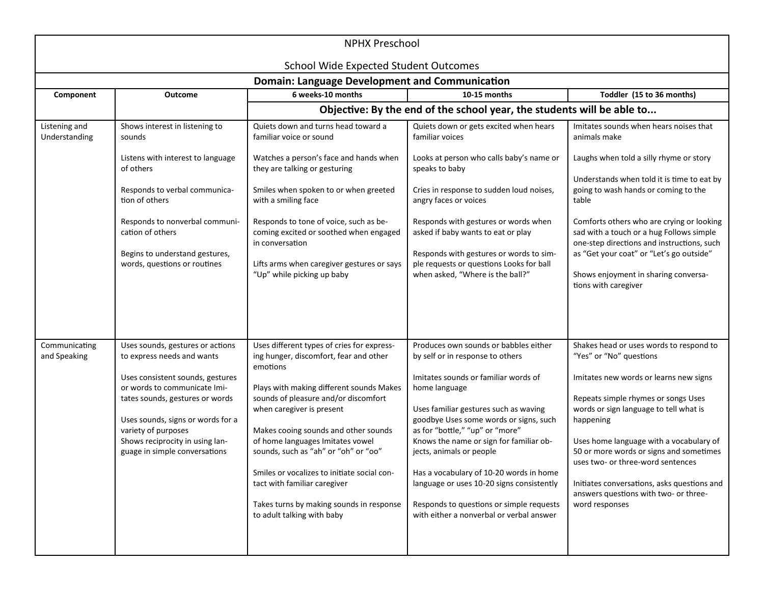NPHX Preschool

School Wide Expected Student Outcomes

| Domain: Language Development and Communication | | | | |
|---|---|---|---|---|
| **Component** | **Outcome** | **6 weeks-10 months** | **10-15 months** | **Toddler (15 to 36 months)** |
| | | **Objective: By the end of the school year, the students will be able to...** | | |
| Listening and Understanding | Shows interest in listening to sounds<br><br>Listens with interest to language of others<br><br>Responds to verbal communication of others<br><br>Responds to nonverbal communication of others<br><br>Begins to understand gestures, words, questions or routines | Quiets down and turns head toward a familiar voice or sound<br><br>Watches a person's face and hands when they are talking or gesturing<br><br>Smiles when spoken to or when greeted with a smiling face<br><br>Responds to tone of voice, such as becoming excited or soothed when engaged in conversation<br><br>Lifts arms when caregiver gestures or says "Up" while picking up baby | Quiets down or gets excited when hears familiar voices<br><br>Looks at person who calls baby's name or speaks to baby<br><br>Cries in response to sudden loud noises, angry faces or voices<br><br>Responds with gestures or words when asked if baby wants to eat or play<br><br>Responds with gestures or words to simple requests or questions Looks for ball when asked, "Where is the ball?" | Imitates sounds when hears noises that animals make<br><br>Laughs when told a silly rhyme or story<br><br>Understands when told it is time to eat by going to wash hands or coming to the table<br><br>Comforts others who are crying or looking sad with a touch or a hug Follows simple one-step directions and instructions, such as "Get your coat" or "Let's go outside"<br><br>Shows enjoyment in sharing conversations with caregiver |
| Communicating and Speaking | Uses sounds, gestures or actions to express needs and wants<br><br>Uses consistent sounds, gestures or words to communicate Imitates sounds, gestures or words<br><br>Uses sounds, signs or words for a variety of purposes<br>Shows reciprocity in using language in simple conversations | Uses different types of cries for expressing hunger, discomfort, fear and other emotions<br><br>Plays with making different sounds Makes sounds of pleasure and/or discomfort when caregiver is present<br><br>Makes cooing sounds and other sounds of home languages Imitates vowel sounds, such as "ah" or "oh" or "oo"<br><br>Smiles or vocalizes to initiate social contact with familiar caregiver<br><br>Takes turns by making sounds in response to adult talking with baby | Produces own sounds or babbles either by self or in response to others<br><br>Imitates sounds or familiar words of home language<br><br>Uses familiar gestures such as waving goodbye Uses some words or signs, such as for "bottle," "up" or "more"<br>Knows the name or sign for familiar objects, animals or people<br><br>Has a vocabulary of 10-20 words in home language or uses 10-20 signs consistently<br><br>Responds to questions or simple requests with either a nonverbal or verbal answer | Shakes head or uses words to respond to "Yes" or "No" questions<br><br>Imitates new words or learns new signs<br><br>Repeats simple rhymes or songs Uses words or sign language to tell what is happening<br><br>Uses home language with a vocabulary of 50 or more words or signs and sometimes uses two- or three-word sentences<br><br>Initiates conversations, asks questions and answers questions with two- or three-word responses |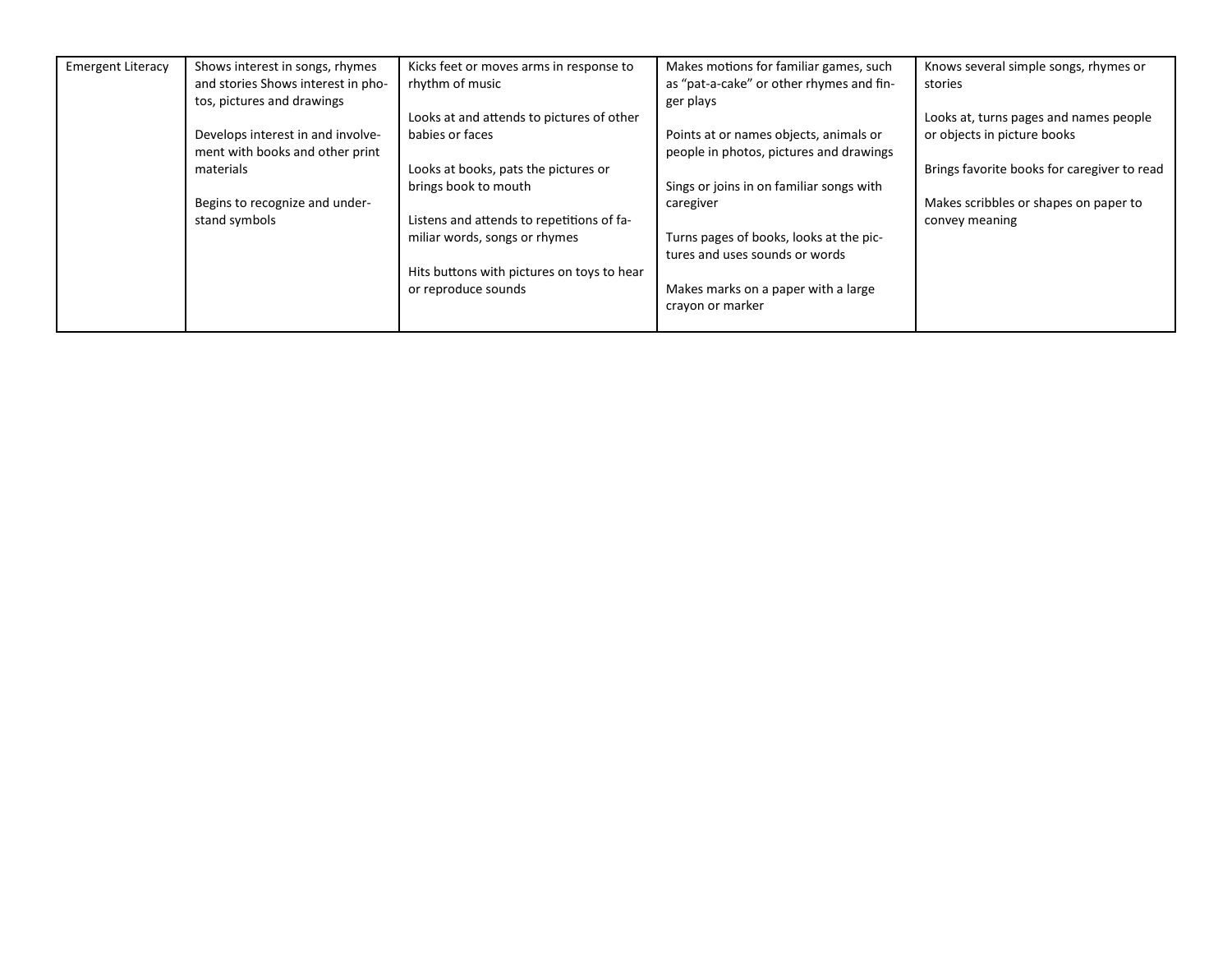| | | | | |
|---|---|---|---|---|
| Emergent Literacy | Shows interest in songs, rhymes and stories Shows interest in photos, pictures and drawings<br><br>Develops interest in and involvement with books and other print materials<br><br>Begins to recognize and understand symbols | Kicks feet or moves arms in response to rhythm of music<br><br>Looks at and attends to pictures of other babies or faces<br><br>Looks at books, pats the pictures or brings book to mouth<br><br>Listens and attends to repetitions of familiar words, songs or rhymes<br><br>Hits buttons with pictures on toys to hear or reproduce sounds | Makes motions for familiar games, such as "pat-a-cake" or other rhymes and finger plays<br><br>Points at or names objects, animals or people in photos, pictures and drawings<br><br>Sings or joins in on familiar songs with caregiver<br><br>Turns pages of books, looks at the pictures and uses sounds or words<br><br>Makes marks on a paper with a large crayon or marker | Knows several simple songs, rhymes or stories<br><br>Looks at, turns pages and names people or objects in picture books<br><br>Brings favorite books for caregiver to read<br><br>Makes scribbles or shapes on paper to convey meaning |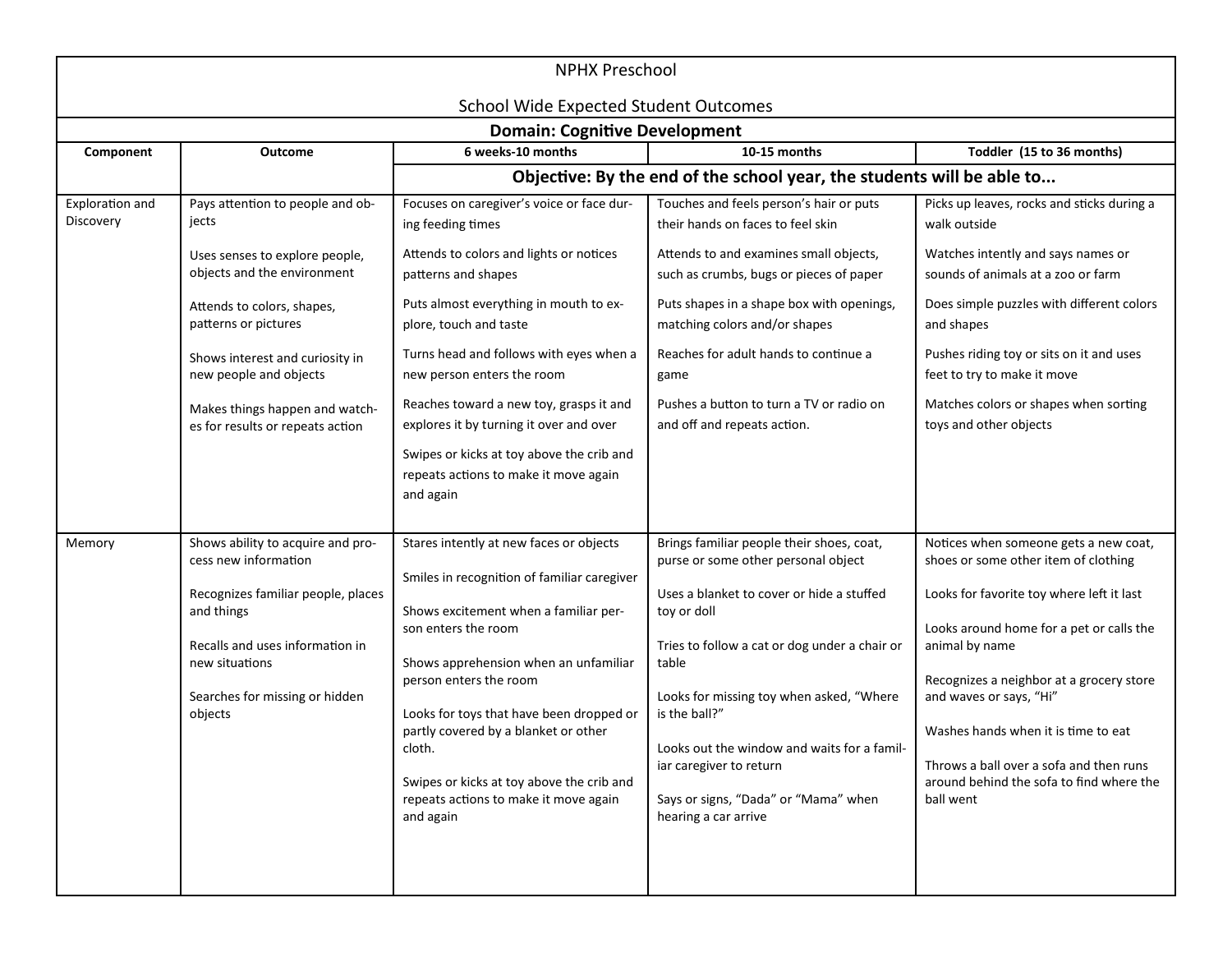NPHX Preschool

School Wide Expected Student Outcomes

| Domain: Cognitive Development | | | | |
|---|---|---|---|---|
| **Component** | **Outcome** | **6 weeks-10 months** | **10-15 months** | **Toddler (15 to 36 months)** |
| | | **Objective: By the end of the school year, the students will be able to...** | | |
| Exploration and Discovery | Pays attention to people and objects<br><br>Uses senses to explore people, objects and the environment<br><br>Attends to colors, shapes, patterns or pictures<br><br>Shows interest and curiosity in new people and objects<br><br>Makes things happen and watches for results or repeats action | Focuses on caregiver's voice or face during feeding times<br><br>Attends to colors and lights or notices patterns and shapes<br><br>Puts almost everything in mouth to explore, touch and taste<br><br>Turns head and follows with eyes when a new person enters the room<br><br>Reaches toward a new toy, grasps it and explores it by turning it over and over<br><br>Swipes or kicks at toy above the crib and repeats actions to make it move again and again | Touches and feels person's hair or puts their hands on faces to feel skin<br><br>Attends to and examines small objects, such as crumbs, bugs or pieces of paper<br><br>Puts shapes in a shape box with openings, matching colors and/or shapes<br><br>Reaches for adult hands to continue a game<br><br>Pushes a button to turn a TV or radio on and off and repeats action. | Picks up leaves, rocks and sticks during a walk outside<br><br>Watches intently and says names or sounds of animals at a zoo or farm<br><br>Does simple puzzles with different colors and shapes<br><br>Pushes riding toy or sits on it and uses feet to try to make it move<br><br>Matches colors or shapes when sorting toys and other objects |
| Memory | Shows ability to acquire and process new information<br><br>Recognizes familiar people, places and things<br><br>Recalls and uses information in new situations<br><br>Searches for missing or hidden objects | Stares intently at new faces or objects<br><br>Smiles in recognition of familiar caregiver<br><br>Shows excitement when a familiar person enters the room<br><br>Shows apprehension when an unfamiliar person enters the room<br><br>Looks for toys that have been dropped or partly covered by a blanket or other cloth.<br><br>Swipes or kicks at toy above the crib and repeats actions to make it move again and again | Brings familiar people their shoes, coat, purse or some other personal object<br><br>Uses a blanket to cover or hide a stuffed toy or doll<br><br>Tries to follow a cat or dog under a chair or table<br><br>Looks for missing toy when asked, "Where is the ball?"<br><br>Looks out the window and waits for a familiar caregiver to return<br><br>Says or signs, "Dada" or "Mama" when hearing a car arrive | Notices when someone gets a new coat, shoes or some other item of clothing<br><br>Looks for favorite toy where left it last<br><br>Looks around home for a pet or calls the animal by name<br><br>Recognizes a neighbor at a grocery store and waves or says, "Hi"<br><br>Washes hands when it is time to eat<br><br>Throws a ball over a sofa and then runs around behind the sofa to find where the ball went |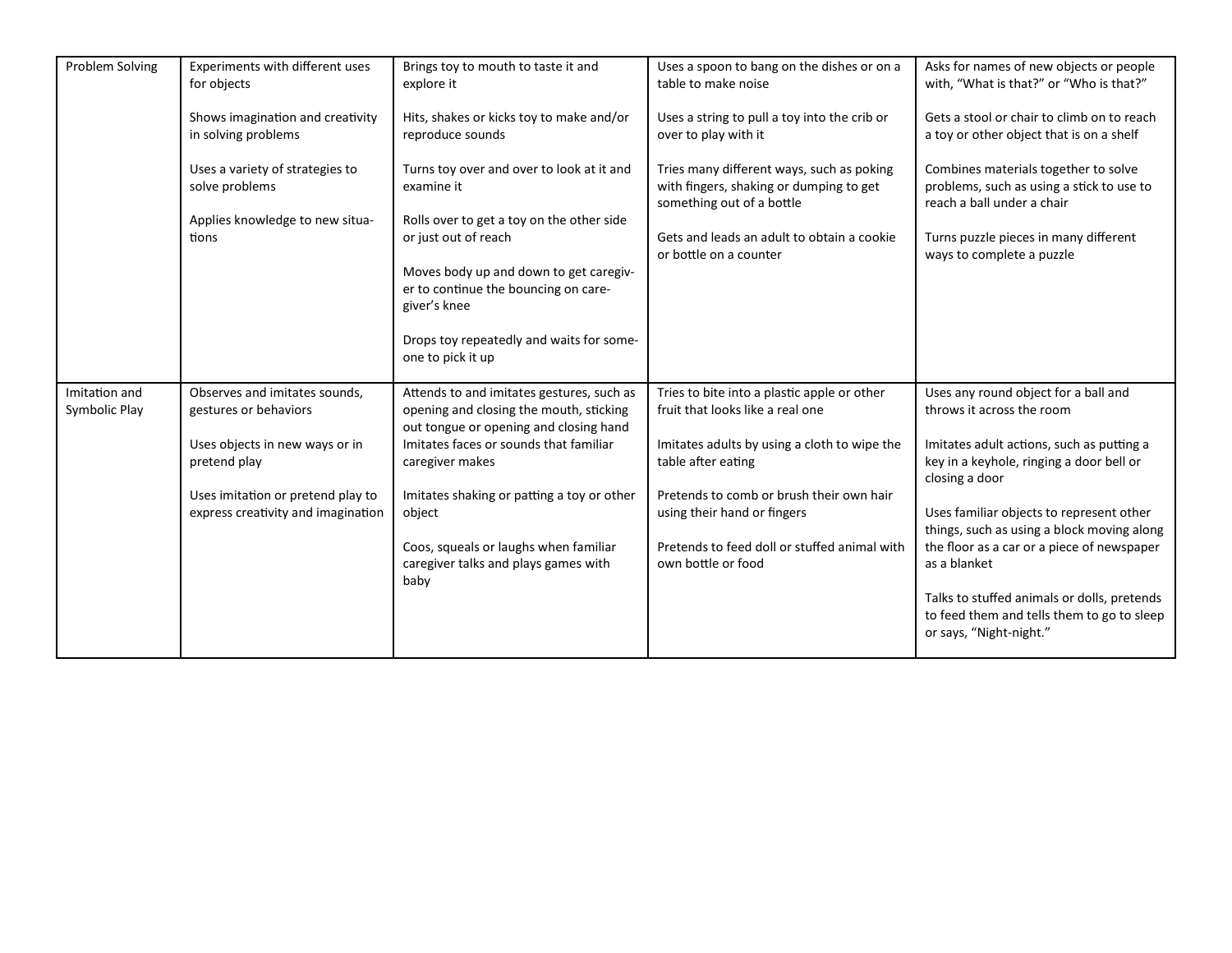| | | | | |
|---|---|---|---|---|
| Problem Solving | Experiments with different uses for objects<br><br>Shows imagination and creativity in solving problems<br><br>Uses a variety of strategies to solve problems<br><br>Applies knowledge to new situations | Brings toy to mouth to taste it and explore it<br><br>Hits, shakes or kicks toy to make and/or reproduce sounds<br><br>Turns toy over and over to look at it and examine it<br><br>Rolls over to get a toy on the other side or just out of reach<br><br>Moves body up and down to get caregiver to continue the bouncing on caregiver's knee<br><br>Drops toy repeatedly and waits for someone to pick it up | Uses a spoon to bang on the dishes or on a table to make noise<br><br>Uses a string to pull a toy into the crib or over to play with it<br><br>Tries many different ways, such as poking with fingers, shaking or dumping to get something out of a bottle<br><br>Gets and leads an adult to obtain a cookie or bottle on a counter | Asks for names of new objects or people with, "What is that?" or "Who is that?"<br><br>Gets a stool or chair to climb on to reach a toy or other object that is on a shelf<br><br>Combines materials together to solve problems, such as using a stick to use to reach a ball under a chair<br><br>Turns puzzle pieces in many different ways to complete a puzzle |
| Imitation and Symbolic Play | Observes and imitates sounds, gestures or behaviors<br><br>Uses objects in new ways or in pretend play<br><br>Uses imitation or pretend play to express creativity and imagination | Attends to and imitates gestures, such as opening and closing the mouth, sticking out tongue or opening and closing hand<br>Imitates faces or sounds that familiar caregiver makes<br><br>Imitates shaking or patting a toy or other object<br><br>Coos, squeals or laughs when familiar caregiver talks and plays games with baby | Tries to bite into a plastic apple or other fruit that looks like a real one<br><br>Imitates adults by using a cloth to wipe the table after eating<br><br>Pretends to comb or brush their own hair using their hand or fingers<br><br>Pretends to feed doll or stuffed animal with own bottle or food | Uses any round object for a ball and throws it across the room<br><br>Imitates adult actions, such as putting a key in a keyhole, ringing a door bell or closing a door<br><br>Uses familiar objects to represent other things, such as using a block moving along the floor as a car or a piece of newspaper as a blanket<br><br>Talks to stuffed animals or dolls, pretends to feed them and tells them to go to sleep or says, "Night-night." |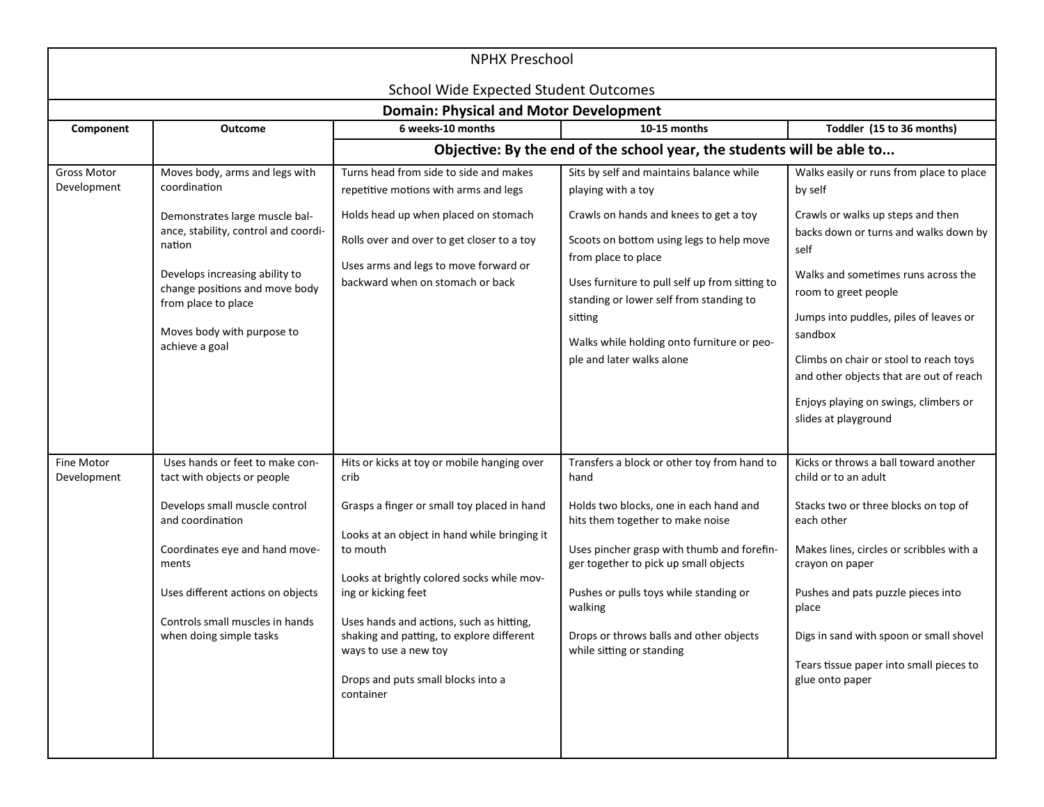NPHX Preschool

School Wide Expected Student Outcomes

## Domain: Physical and Motor Development

| Component | Outcome | 6 weeks-10 months | 10-15 months | Toddler (15 to 36 months) |
|---|---|---|---|---|
| | | **Objective: By the end of the school year, the students will be able to...** | | |
| Gross Motor Development | Moves body, arms and legs with coordination<br><br>Demonstrates large muscle balance, stability, control and coordination<br><br>Develops increasing ability to change positions and move body from place to place<br><br>Moves body with purpose to achieve a goal | Turns head from side to side and makes repetitive motions with arms and legs<br><br>Holds head up when placed on stomach<br><br>Rolls over and over to get closer to a toy<br><br>Uses arms and legs to move forward or backward when on stomach or back | Sits by self and maintains balance while playing with a toy<br><br>Crawls on hands and knees to get a toy<br><br>Scoots on bottom using legs to help move from place to place<br><br>Uses furniture to pull self up from sitting to standing or lower self from standing to sitting<br><br>Walks while holding onto furniture or people and later walks alone | Walks easily or runs from place to place by self<br><br>Crawls or walks up steps and then backs down or turns and walks down by self<br><br>Walks and sometimes runs across the room to greet people<br><br>Jumps into puddles, piles of leaves or sandbox<br><br>Climbs on chair or stool to reach toys and other objects that are out of reach<br><br>Enjoys playing on swings, climbers or slides at playground |
| Fine Motor Development | Uses hands or feet to make contact with objects or people<br><br>Develops small muscle control and coordination<br><br>Coordinates eye and hand movements<br><br>Uses different actions on objects<br><br>Controls small muscles in hands when doing simple tasks | Hits or kicks at toy or mobile hanging over crib<br><br>Grasps a finger or small toy placed in hand<br><br>Looks at an object in hand while bringing it to mouth<br><br>Looks at brightly colored socks while moving or kicking feet<br><br>Uses hands and actions, such as hitting, shaking and patting, to explore different ways to use a new toy<br><br>Drops and puts small blocks into a container | Transfers a block or other toy from hand to hand<br><br>Holds two blocks, one in each hand and hits them together to make noise<br><br>Uses pincher grasp with thumb and forefinger together to pick up small objects<br><br>Pushes or pulls toys while standing or walking<br><br>Drops or throws balls and other objects while sitting or standing | Kicks or throws a ball toward another child or to an adult<br><br>Stacks two or three blocks on top of each other<br><br>Makes lines, circles or scribbles with a crayon on paper<br><br>Pushes and pats puzzle pieces into place<br><br>Digs in sand with spoon or small shovel<br><br>Tears tissue paper into small pieces to glue onto paper |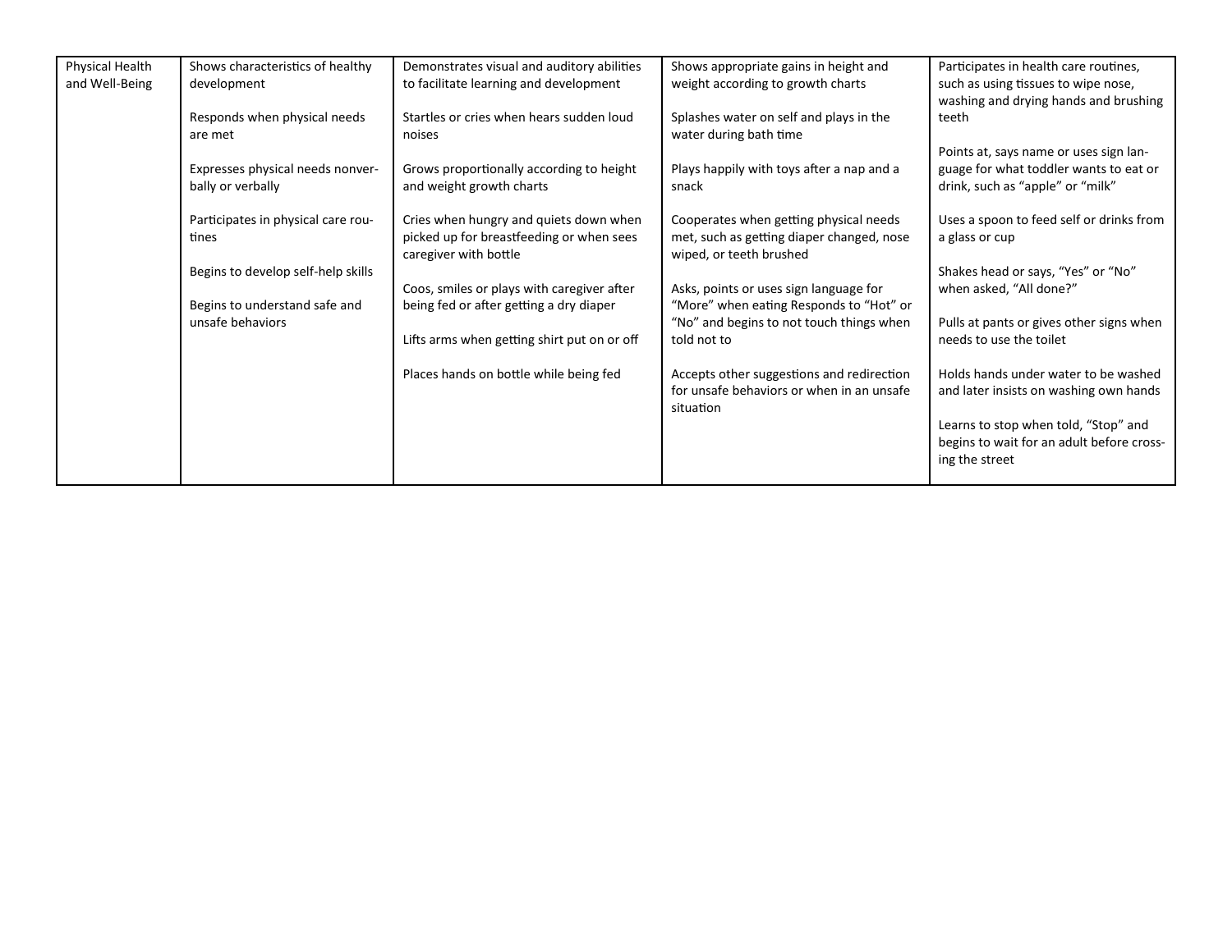| Physical Health and Well-Being | Shows characteristics of healthy development<br><br>Responds when physical needs are met<br><br>Expresses physical needs nonverbally or verbally<br><br>Participates in physical care routines<br><br>Begins to develop self-help skills<br><br>Begins to understand safe and unsafe behaviors | Demonstrates visual and auditory abilities to facilitate learning and development<br><br>Startles or cries when hears sudden loud noises<br><br>Grows proportionally according to height and weight growth charts<br><br>Cries when hungry and quiets down when picked up for breastfeeding or when sees caregiver with bottle<br><br>Coos, smiles or plays with caregiver after being fed or after getting a dry diaper<br><br>Lifts arms when getting shirt put on or off<br><br>Places hands on bottle while being fed | Shows appropriate gains in height and weight according to growth charts<br><br>Splashes water on self and plays in the water during bath time<br><br>Plays happily with toys after a nap and a snack<br><br>Cooperates when getting physical needs met, such as getting diaper changed, nose wiped, or teeth brushed<br><br>Asks, points or uses sign language for "More" when eating Responds to "Hot" or "No" and begins to not touch things when told not to<br><br>Accepts other suggestions and redirection for unsafe behaviors or when in an unsafe situation | Participates in health care routines, such as using tissues to wipe nose, washing and drying hands and brushing teeth<br><br>Points at, says name or uses sign language for what toddler wants to eat or drink, such as "apple" or "milk"<br><br>Uses a spoon to feed self or drinks from a glass or cup<br><br>Shakes head or says, "Yes" or "No" when asked, "All done?"<br><br>Pulls at pants or gives other signs when needs to use the toilet<br><br>Holds hands under water to be washed and later insists on washing own hands<br><br>Learns to stop when told, "Stop" and begins to wait for an adult before crossing the street |
|---|---|---|---|---|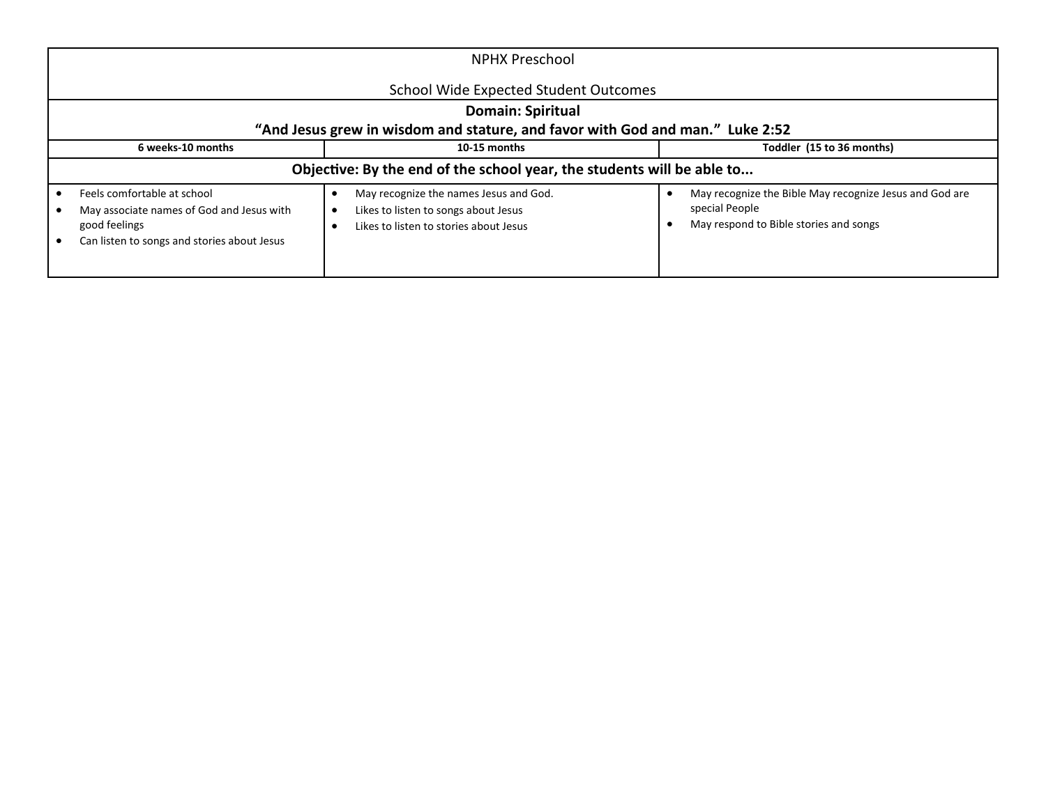NPHX Preschool

School Wide Expected Student Outcomes

**Domain: Spiritual**

**"And Jesus grew in wisdom and stature, and favor with God and man." Luke 2:52**

| 6 weeks-10 months | 10-15 months | Toddler (15 to 36 months) |
|---|---|---|
| **Objective: By the end of the school year, the students will be able to...** | | |
| • Feels comfortable at school<br>• May associate names of God and Jesus with good feelings<br>• Can listen to songs and stories about Jesus | • May recognize the names Jesus and God.<br>• Likes to listen to songs about Jesus<br>• Likes to listen to stories about Jesus | • May recognize the Bible May recognize Jesus and God are special People<br>• May respond to Bible stories and songs |